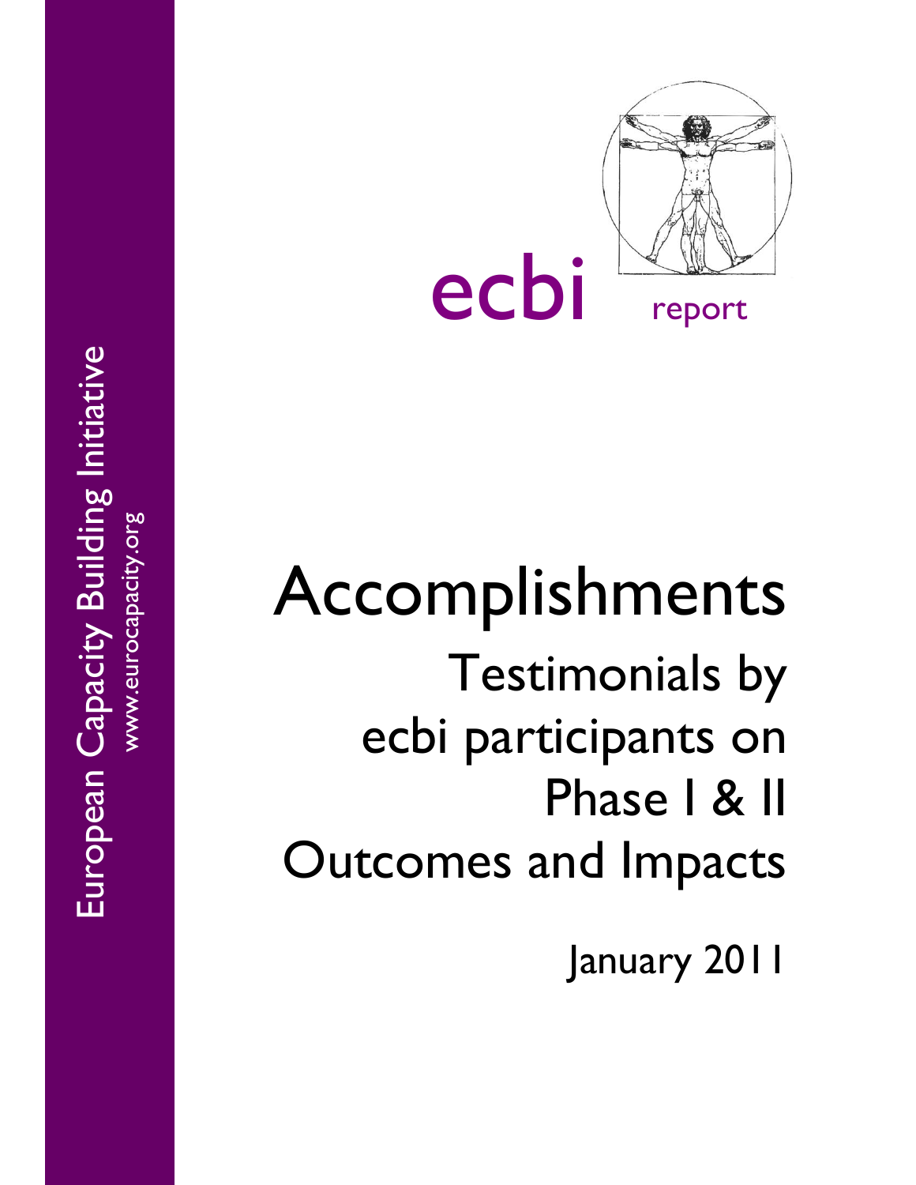European Capacity Building Initiative

www.eurocapacity.org

ecbi report

# Accomplishments

## Testimonials by ecbi participants on Phase I & II Outcomes and Impacts

January 2011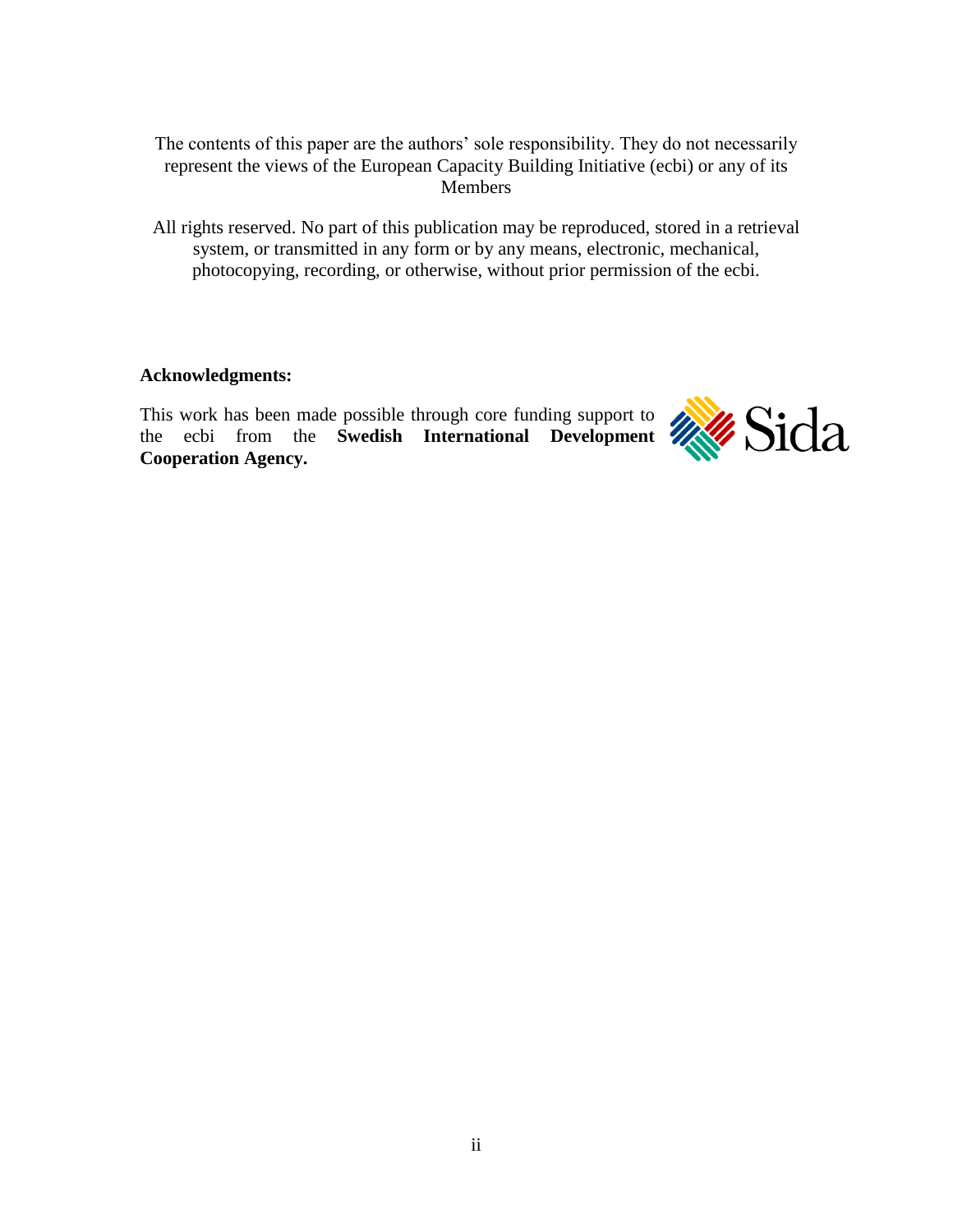The contents of this paper are the authors' sole responsibility. They do not necessarily represent the views of the European Capacity Building Initiative (ecbi) or any of its Members

All rights reserved. No part of this publication may be reproduced, stored in a retrieval system, or transmitted in any form or by any means, electronic, mechanical, photocopying, recording, or otherwise, without prior permission of the ecbi.

**Acknowledgments:**

This work has been made possible through core funding support to the ecbi from the **Swedish International Development Cooperation Agency.**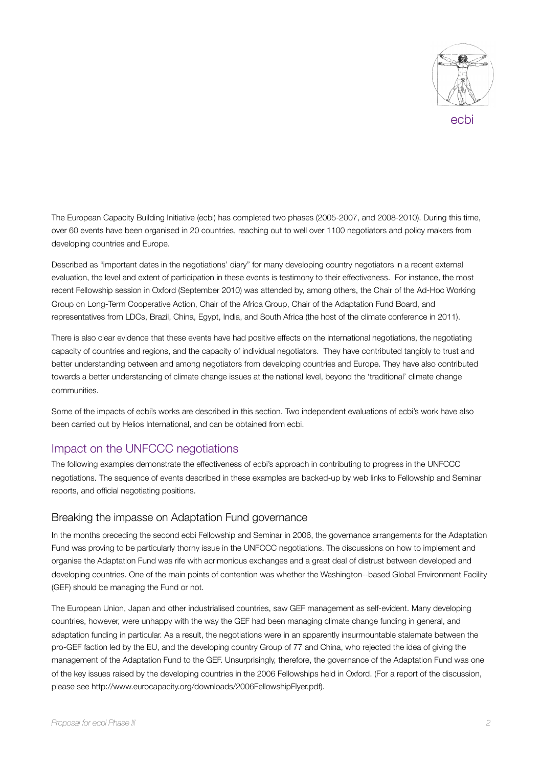The European Capacity Building Initiative (ecbi) has completed two phases (2005-2007, and 2008-2010). During this time, over 60 events have been organised in 20 countries, reaching out to well over 1100 negotiators and policy makers from developing countries and Europe.

Described as "important dates in the negotiations' diary" for many developing country negotiators in a recent external evaluation, the level and extent of participation in these events is testimony to their effectiveness. For instance, the most recent Fellowship session in Oxford (September 2010) was attended by, among others, the Chair of the Ad-Hoc Working Group on Long-Term Cooperative Action, Chair of the Africa Group, Chair of the Adaptation Fund Board, and representatives from LDCs, Brazil, China, Egypt, India, and South Africa (the host of the climate conference in 2011).

There is also clear evidence that these events have had positive effects on the international negotiations, the negotiating capacity of countries and regions, and the capacity of individual negotiators. They have contributed tangibly to trust and better understanding between and among negotiators from developing countries and Europe. They have also contributed towards a better understanding of climate change issues at the national level, beyond the 'traditional' climate change communities.

Some of the impacts of ecbi's works are described in this section. Two independent evaluations of ecbi's work have also been carried out by Helios International, and can be obtained from ecbi.

## Impact on the UNFCCC negotiations

The following examples demonstrate the effectiveness of ecbi's approach in contributing to progress in the UNFCCC negotiations. The sequence of events described in these examples are backed-up by web links to Fellowship and Seminar reports, and official negotiating positions.

### Breaking the impasse on Adaptation Fund governance

In the months preceding the second ecbi Fellowship and Seminar in 2006, the governance arrangements for the Adaptation Fund was proving to be particularly thorny issue in the UNFCCC negotiations. The discussions on how to implement and organise the Adaptation Fund was rife with acrimonious exchanges and a great deal of distrust between developed and developing countries. One of the main points of contention was whether the Washington--based Global Environment Facility (GEF) should be managing the Fund or not.

The European Union, Japan and other industrialised countries, saw GEF management as self-evident. Many developing countries, however, were unhappy with the way the GEF had been managing climate change funding in general, and adaptation funding in particular. As a result, the negotiations were in an apparently insurmountable stalemate between the pro-GEF faction led by the EU, and the developing country Group of 77 and China, who rejected the idea of giving the management of the Adaptation Fund to the GEF. Unsurprisingly, therefore, the governance of the Adaptation Fund was one of the key issues raised by the developing countries in the 2006 Fellowships held in Oxford. (For a report of the discussion, please see http://www.eurocapacity.org/downloads/2006FellowshipFlyer.pdf).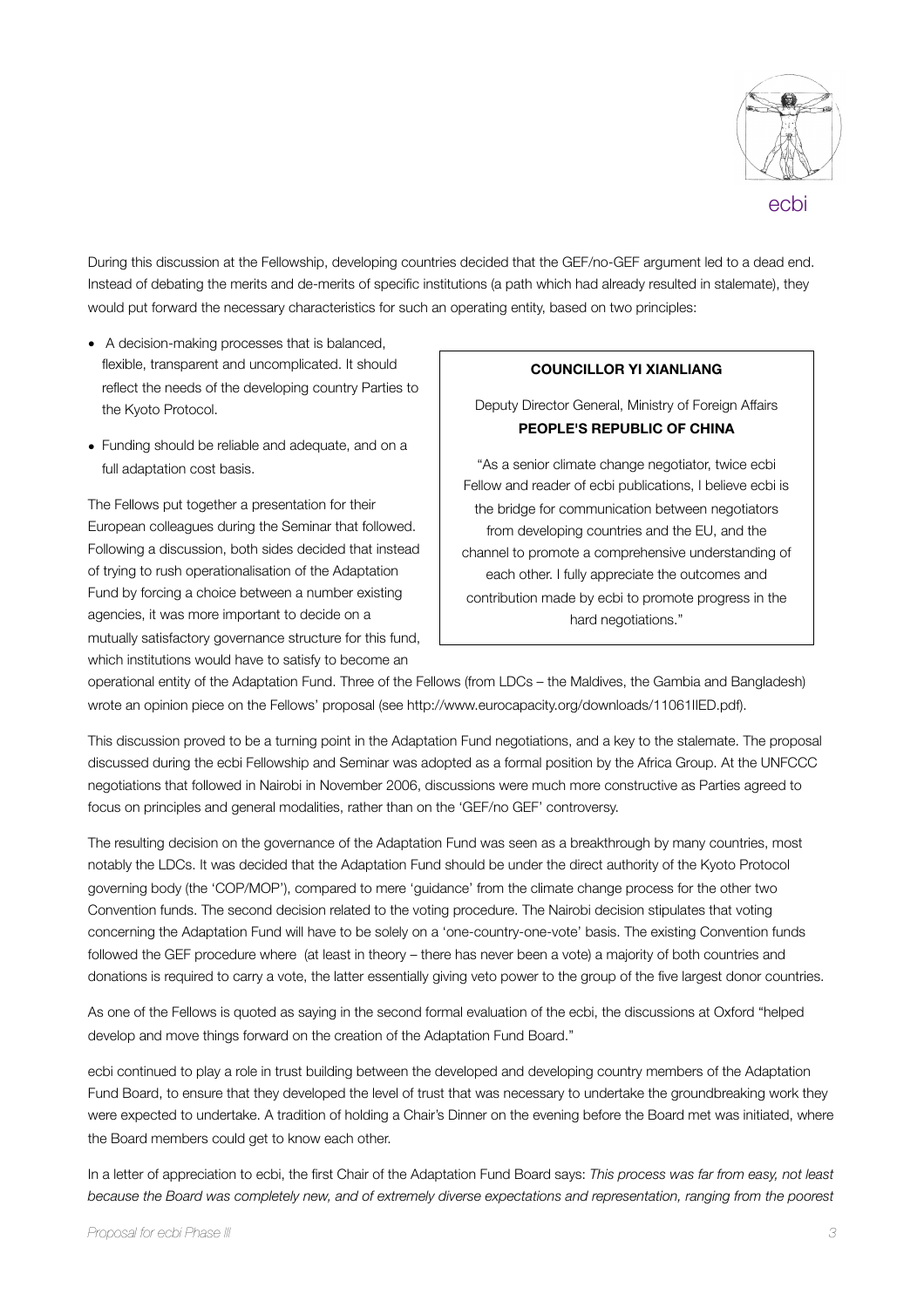During this discussion at the Fellowship, developing countries decided that the GEF/no-GEF argument led to a dead end. Instead of debating the merits and de-merits of specific institutions (a path which had already resulted in stalemate), they would put forward the necessary characteristics for such an operating entity, based on two principles:

- A decision-making processes that is balanced, flexible, transparent and uncomplicated. It should reflect the needs of the developing country Parties to the Kyoto Protocol.
- Funding should be reliable and adequate, and on a full adaptation cost basis.

The Fellows put together a presentation for their European colleagues during the Seminar that followed. Following a discussion, both sides decided that instead of trying to rush operationalisation of the Adaptation Fund by forcing a choice between a number existing agencies, it was more important to decide on a mutually satisfactory governance structure for this fund, which institutions would have to satisfy to become an operational entity of the Adaptation Fund. Three of the Fellows (from LDCs – the Maldives, the Gambia and Bangladesh) wrote an opinion piece on the Fellows' proposal (see http://www.eurocapacity.org/downloads/11061IIED.pdf).

> **COUNCILLOR YI XIANLIANG**
>
> Deputy Director General, Ministry of Foreign Affairs
> **PEOPLE'S REPUBLIC OF CHINA**
>
> "As a senior climate change negotiator, twice ecbi Fellow and reader of ecbi publications, I believe ecbi is the bridge for communication between negotiators from developing countries and the EU, and the channel to promote a comprehensive understanding of each other. I fully appreciate the outcomes and contribution made by ecbi to promote progress in the hard negotiations."

This discussion proved to be a turning point in the Adaptation Fund negotiations, and a key to the stalemate. The proposal discussed during the ecbi Fellowship and Seminar was adopted as a formal position by the Africa Group. At the UNFCCC negotiations that followed in Nairobi in November 2006, discussions were much more constructive as Parties agreed to focus on principles and general modalities, rather than on the 'GEF/no GEF' controversy.

The resulting decision on the governance of the Adaptation Fund was seen as a breakthrough by many countries, most notably the LDCs. It was decided that the Adaptation Fund should be under the direct authority of the Kyoto Protocol governing body (the 'COP/MOP'), compared to mere 'guidance' from the climate change process for the other two Convention funds. The second decision related to the voting procedure. The Nairobi decision stipulates that voting concerning the Adaptation Fund will have to be solely on a 'one-country-one-vote' basis. The existing Convention funds followed the GEF procedure where (at least in theory – there has never been a vote) a majority of both countries and donations is required to carry a vote, the latter essentially giving veto power to the group of the five largest donor countries.

As one of the Fellows is quoted as saying in the second formal evaluation of the ecbi, the discussions at Oxford "helped develop and move things forward on the creation of the Adaptation Fund Board."

ecbi continued to play a role in trust building between the developed and developing country members of the Adaptation Fund Board, to ensure that they developed the level of trust that was necessary to undertake the groundbreaking work they were expected to undertake. A tradition of holding a Chair's Dinner on the evening before the Board met was initiated, where the Board members could get to know each other.

In a letter of appreciation to ecbi, the first Chair of the Adaptation Fund Board says: *This process was far from easy, not least because the Board was completely new, and of extremely diverse expectations and representation, ranging from the poorest*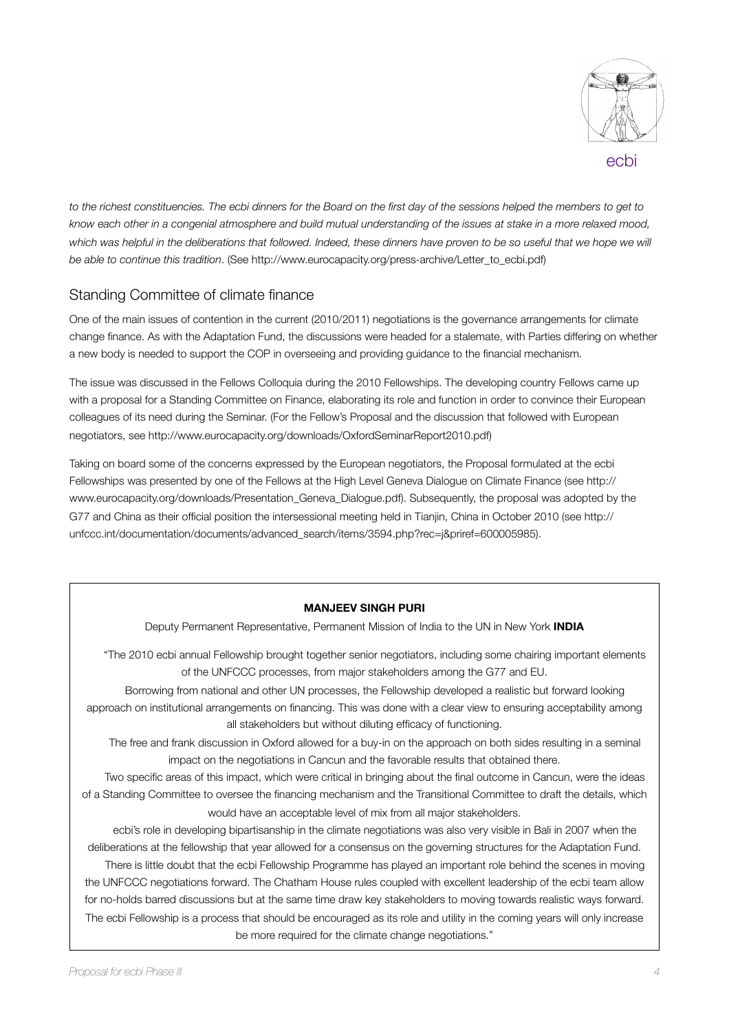*to the richest constituencies. The ecbi dinners for the Board on the first day of the sessions helped the members to get to know each other in a congenial atmosphere and build mutual understanding of the issues at stake in a more relaxed mood, which was helpful in the deliberations that followed. Indeed, these dinners have proven to be so useful that we hope we will be able to continue this tradition*. (See http://www.eurocapacity.org/press-archive/Letter_to_ecbi.pdf)

## Standing Committee of climate finance

One of the main issues of contention in the current (2010/2011) negotiations is the governance arrangements for climate change finance. As with the Adaptation Fund, the discussions were headed for a stalemate, with Parties differing on whether a new body is needed to support the COP in overseeing and providing guidance to the financial mechanism.

The issue was discussed in the Fellows Colloquia during the 2010 Fellowships. The developing country Fellows came up with a proposal for a Standing Committee on Finance, elaborating its role and function in order to convince their European colleagues of its need during the Seminar. (For the Fellow's Proposal and the discussion that followed with European negotiators, see http://www.eurocapacity.org/downloads/OxfordSeminarReport2010.pdf)

Taking on board some of the concerns expressed by the European negotiators, the Proposal formulated at the ecbi Fellowships was presented by one of the Fellows at the High Level Geneva Dialogue on Climate Finance (see http://www.eurocapacity.org/downloads/Presentation_Geneva_Dialogue.pdf). Subsequently, the proposal was adopted by the G77 and China as their official position the intersessional meeting held in Tianjin, China in October 2010 (see http://unfccc.int/documentation/documents/advanced_search/items/3594.php?rec=j&priref=600005985).

---

**MANJEEV SINGH PURI**

Deputy Permanent Representative, Permanent Mission of India to the UN in New York **INDIA**

"The 2010 ecbi annual Fellowship brought together senior negotiators, including some chairing important elements of the UNFCCC processes, from major stakeholders among the G77 and EU.

Borrowing from national and other UN processes, the Fellowship developed a realistic but forward looking approach on institutional arrangements on financing. This was done with a clear view to ensuring acceptability among all stakeholders but without diluting efficacy of functioning.

The free and frank discussion in Oxford allowed for a buy-in on the approach on both sides resulting in a seminal impact on the negotiations in Cancun and the favorable results that obtained there.

Two specific areas of this impact, which were critical in bringing about the final outcome in Cancun, were the ideas of a Standing Committee to oversee the financing mechanism and the Transitional Committee to draft the details, which would have an acceptable level of mix from all major stakeholders.

ecbi's role in developing bipartisanship in the climate negotiations was also very visible in Bali in 2007 when the deliberations at the fellowship that year allowed for a consensus on the governing structures for the Adaptation Fund.

There is little doubt that the ecbi Fellowship Programme has played an important role behind the scenes in moving the UNFCCC negotiations forward. The Chatham House rules coupled with excellent leadership of the ecbi team allow for no-holds barred discussions but at the same time draw key stakeholders to moving towards realistic ways forward. The ecbi Fellowship is a process that should be encouraged as its role and utility in the coming years will only increase be more required for the climate change negotiations."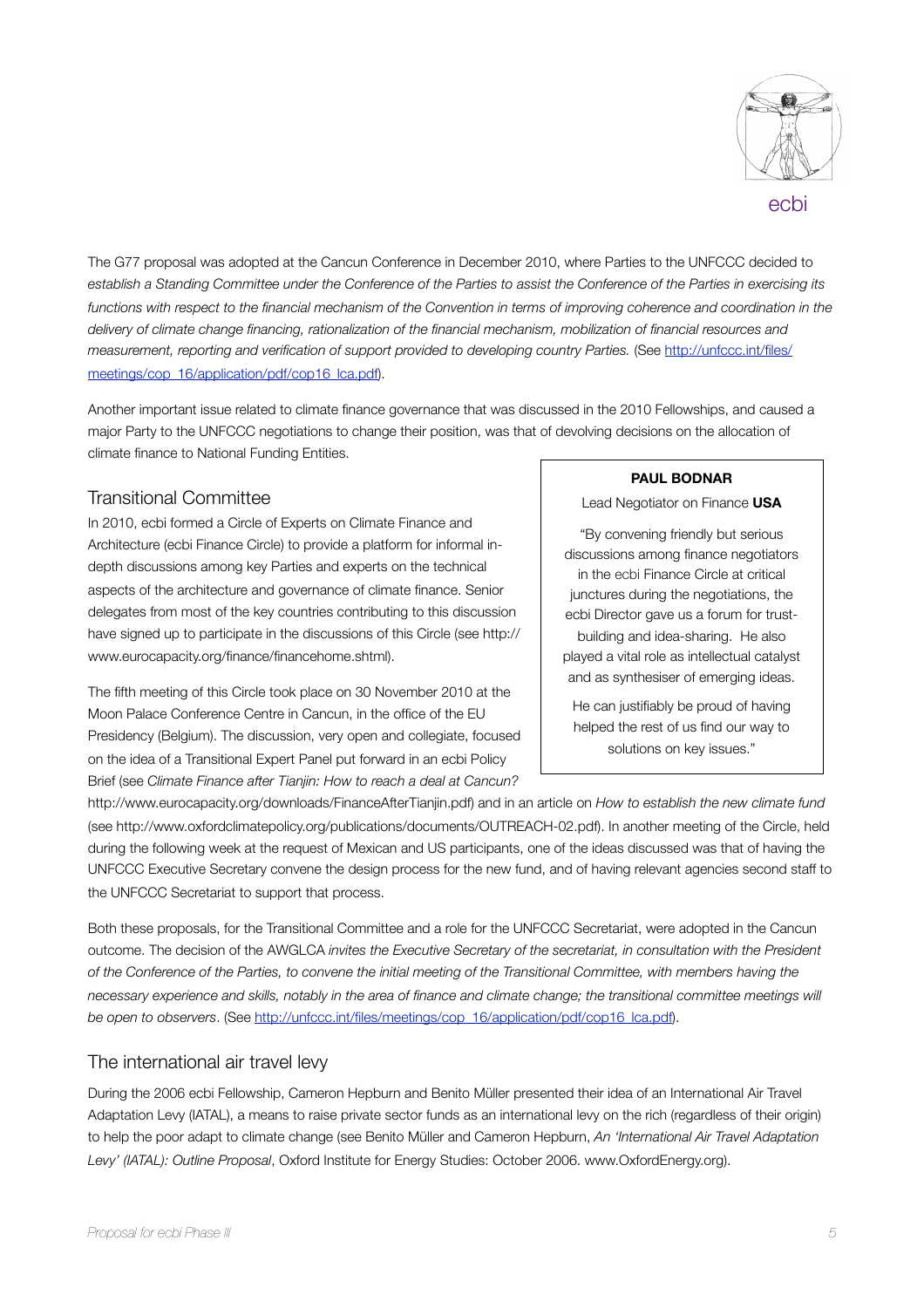The G77 proposal was adopted at the Cancun Conference in December 2010, where Parties to the UNFCCC decided to *establish a Standing Committee under the Conference of the Parties to assist the Conference of the Parties in exercising its functions with respect to the financial mechanism of the Convention in terms of improving coherence and coordination in the delivery of climate change financing, rationalization of the financial mechanism, mobilization of financial resources and measurement, reporting and verification of support provided to developing country Parties.* (See http://unfccc.int/files/meetings/cop_16/application/pdf/cop16_lca.pdf).

Another important issue related to climate finance governance that was discussed in the 2010 Fellowships, and caused a major Party to the UNFCCC negotiations to change their position, was that of devolving decisions on the allocation of climate finance to National Funding Entities.

## Transitional Committee

In 2010, ecbi formed a Circle of Experts on Climate Finance and Architecture (ecbi Finance Circle) to provide a platform for informal in-depth discussions among key Parties and experts on the technical aspects of the architecture and governance of climate finance. Senior delegates from most of the key countries contributing to this discussion have signed up to participate in the discussions of this Circle (see http://www.eurocapacity.org/finance/financehome.shtml).

The fifth meeting of this Circle took place on 30 November 2010 at the Moon Palace Conference Centre in Cancun, in the office of the EU Presidency (Belgium). The discussion, very open and collegiate, focused on the idea of a Transitional Expert Panel put forward in an ecbi Policy Brief (see *Climate Finance after Tianjin: How to reach a deal at Cancun?* http://www.eurocapacity.org/downloads/FinanceAfterTianjin.pdf) and in an article on *How to establish the new climate fund* (see http://www.oxfordclimatepolicy.org/publications/documents/OUTREACH-02.pdf). In another meeting of the Circle, held during the following week at the request of Mexican and US participants, one of the ideas discussed was that of having the UNFCCC Executive Secretary convene the design process for the new fund, and of having relevant agencies second staff to the UNFCCC Secretariat to support that process.

> **PAUL BODNAR**
>
> Lead Negotiator on Finance **USA**
>
> "By convening friendly but serious discussions among finance negotiators in the ecbi Finance Circle at critical junctures during the negotiations, the ecbi Director gave us a forum for trust-building and idea-sharing. He also played a vital role as intellectual catalyst and as synthesiser of emerging ideas.
>
> He can justifiably be proud of having helped the rest of us find our way to solutions on key issues."

Both these proposals, for the Transitional Committee and a role for the UNFCCC Secretariat, were adopted in the Cancun outcome. The decision of the AWGLCA *invites the Executive Secretary of the secretariat, in consultation with the President of the Conference of the Parties, to convene the initial meeting of the Transitional Committee, with members having the necessary experience and skills, notably in the area of finance and climate change; the transitional committee meetings will be open to observers*. (See http://unfccc.int/files/meetings/cop_16/application/pdf/cop16_lca.pdf).

## The international air travel levy

During the 2006 ecbi Fellowship, Cameron Hepburn and Benito Müller presented their idea of an International Air Travel Adaptation Levy (IATAL), a means to raise private sector funds as an international levy on the rich (regardless of their origin) to help the poor adapt to climate change (see Benito Müller and Cameron Hepburn, *An 'International Air Travel Adaptation Levy' (IATAL): Outline Proposal*, Oxford Institute for Energy Studies: October 2006. www.OxfordEnergy.org).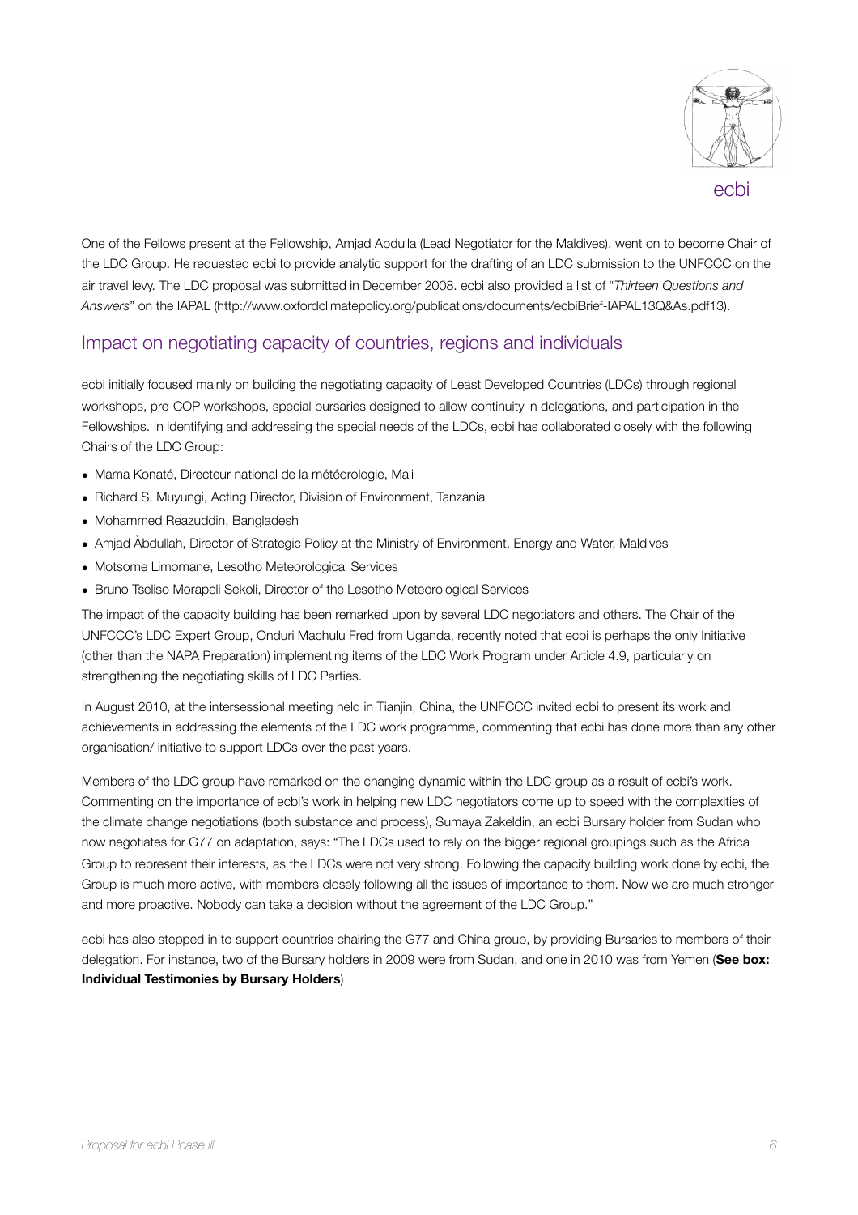One of the Fellows present at the Fellowship, Amjad Abdulla (Lead Negotiator for the Maldives), went on to become Chair of the LDC Group. He requested ecbi to provide analytic support for the drafting of an LDC submission to the UNFCCC on the air travel levy. The LDC proposal was submitted in December 2008. ecbi also provided a list of "*Thirteen Questions and Answers*" on the IAPAL (http://www.oxfordclimatepolicy.org/publications/documents/ecbiBrief-IAPAL13Q&As.pdf13).

## Impact on negotiating capacity of countries, regions and individuals

ecbi initially focused mainly on building the negotiating capacity of Least Developed Countries (LDCs) through regional workshops, pre-COP workshops, special bursaries designed to allow continuity in delegations, and participation in the Fellowships. In identifying and addressing the special needs of the LDCs, ecbi has collaborated closely with the following Chairs of the LDC Group:

- Mama Konaté, Directeur national de la météorologie, Mali
- Richard S. Muyungi, Acting Director, Division of Environment, Tanzania
- Mohammed Reazuddin, Bangladesh
- Amjad Àbdullah, Director of Strategic Policy at the Ministry of Environment, Energy and Water, Maldives
- Motsome Limomane, Lesotho Meteorological Services
- Bruno Tseliso Morapeli Sekoli, Director of the Lesotho Meteorological Services

The impact of the capacity building has been remarked upon by several LDC negotiators and others. The Chair of the UNFCCC's LDC Expert Group, Onduri Machulu Fred from Uganda, recently noted that ecbi is perhaps the only Initiative (other than the NAPA Preparation) implementing items of the LDC Work Program under Article 4.9, particularly on strengthening the negotiating skills of LDC Parties.

In August 2010, at the intersessional meeting held in Tianjin, China, the UNFCCC invited ecbi to present its work and achievements in addressing the elements of the LDC work programme, commenting that ecbi has done more than any other organisation/ initiative to support LDCs over the past years.

Members of the LDC group have remarked on the changing dynamic within the LDC group as a result of ecbi's work. Commenting on the importance of ecbi's work in helping new LDC negotiators come up to speed with the complexities of the climate change negotiations (both substance and process), Sumaya Zakeldin, an ecbi Bursary holder from Sudan who now negotiates for G77 on adaptation, says: "The LDCs used to rely on the bigger regional groupings such as the Africa Group to represent their interests, as the LDCs were not very strong. Following the capacity building work done by ecbi, the Group is much more active, with members closely following all the issues of importance to them. Now we are much stronger and more proactive. Nobody can take a decision without the agreement of the LDC Group."

ecbi has also stepped in to support countries chairing the G77 and China group, by providing Bursaries to members of their delegation. For instance, two of the Bursary holders in 2009 were from Sudan, and one in 2010 was from Yemen (**See box: Individual Testimonies by Bursary Holders**)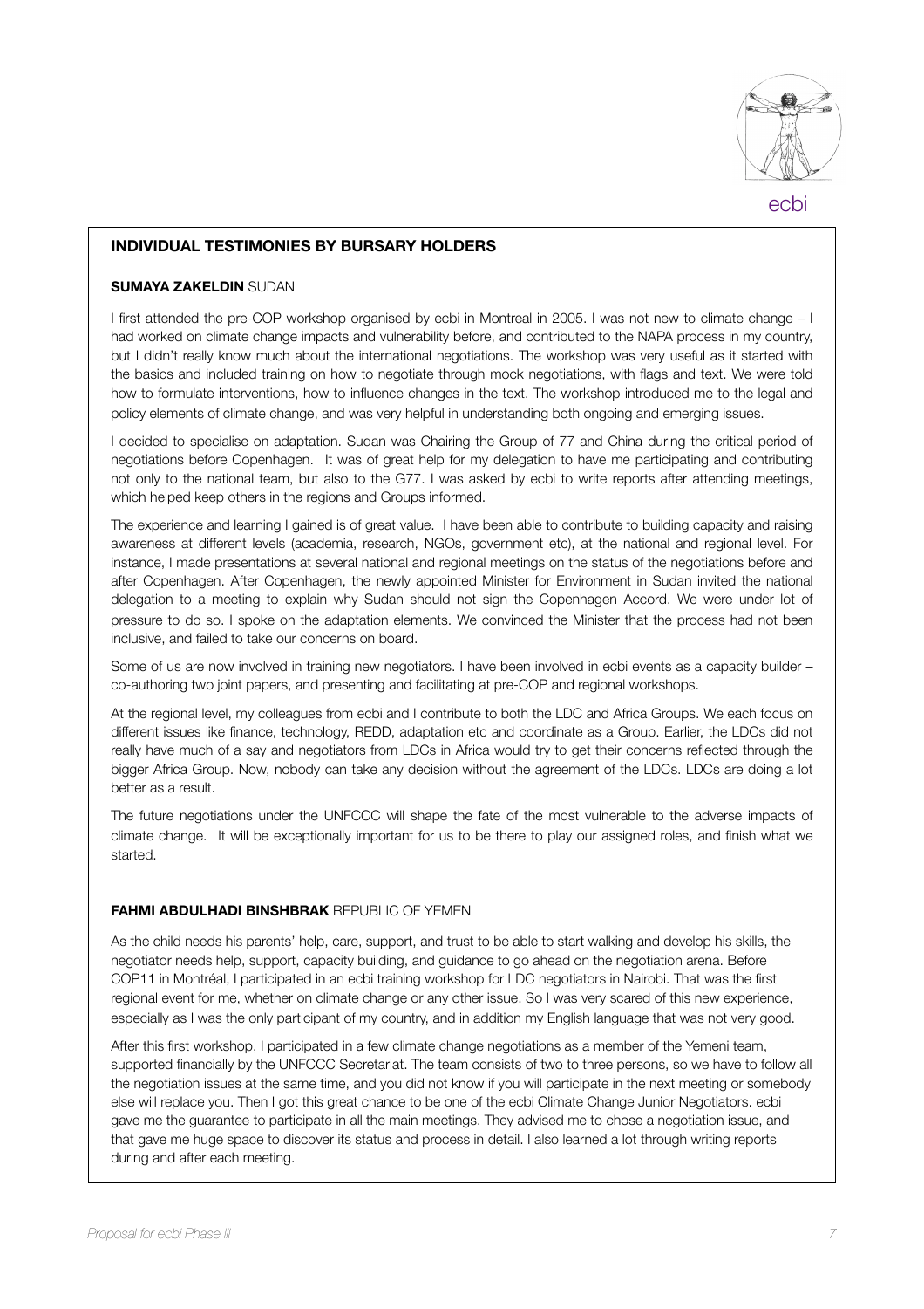## INDIVIDUAL TESTIMONIES BY BURSARY HOLDERS

### SUMAYA ZAKELDIN SUDAN

I first attended the pre-COP workshop organised by ecbi in Montreal in 2005. I was not new to climate change – I had worked on climate change impacts and vulnerability before, and contributed to the NAPA process in my country, but I didn't really know much about the international negotiations. The workshop was very useful as it started with the basics and included training on how to negotiate through mock negotiations, with flags and text. We were told how to formulate interventions, how to influence changes in the text. The workshop introduced me to the legal and policy elements of climate change, and was very helpful in understanding both ongoing and emerging issues.

I decided to specialise on adaptation. Sudan was Chairing the Group of 77 and China during the critical period of negotiations before Copenhagen. It was of great help for my delegation to have me participating and contributing not only to the national team, but also to the G77. I was asked by ecbi to write reports after attending meetings, which helped keep others in the regions and Groups informed.

The experience and learning I gained is of great value. I have been able to contribute to building capacity and raising awareness at different levels (academia, research, NGOs, government etc), at the national and regional level. For instance, I made presentations at several national and regional meetings on the status of the negotiations before and after Copenhagen. After Copenhagen, the newly appointed Minister for Environment in Sudan invited the national delegation to a meeting to explain why Sudan should not sign the Copenhagen Accord. We were under lot of pressure to do so. I spoke on the adaptation elements. We convinced the Minister that the process had not been inclusive, and failed to take our concerns on board.

Some of us are now involved in training new negotiators. I have been involved in ecbi events as a capacity builder – co-authoring two joint papers, and presenting and facilitating at pre-COP and regional workshops.

At the regional level, my colleagues from ecbi and I contribute to both the LDC and Africa Groups. We each focus on different issues like finance, technology, REDD, adaptation etc and coordinate as a Group. Earlier, the LDCs did not really have much of a say and negotiators from LDCs in Africa would try to get their concerns reflected through the bigger Africa Group. Now, nobody can take any decision without the agreement of the LDCs. LDCs are doing a lot better as a result.

The future negotiations under the UNFCCC will shape the fate of the most vulnerable to the adverse impacts of climate change. It will be exceptionally important for us to be there to play our assigned roles, and finish what we started.

### FAHMI ABDULHADI BINSHBRAK REPUBLIC OF YEMEN

As the child needs his parents' help, care, support, and trust to be able to start walking and develop his skills, the negotiator needs help, support, capacity building, and guidance to go ahead on the negotiation arena. Before COP11 in Montréal, I participated in an ecbi training workshop for LDC negotiators in Nairobi. That was the first regional event for me, whether on climate change or any other issue. So I was very scared of this new experience, especially as I was the only participant of my country, and in addition my English language that was not very good.

After this first workshop, I participated in a few climate change negotiations as a member of the Yemeni team, supported financially by the UNFCCC Secretariat. The team consists of two to three persons, so we have to follow all the negotiation issues at the same time, and you did not know if you will participate in the next meeting or somebody else will replace you. Then I got this great chance to be one of the ecbi Climate Change Junior Negotiators. ecbi gave me the guarantee to participate in all the main meetings. They advised me to chose a negotiation issue, and that gave me huge space to discover its status and process in detail. I also learned a lot through writing reports during and after each meeting.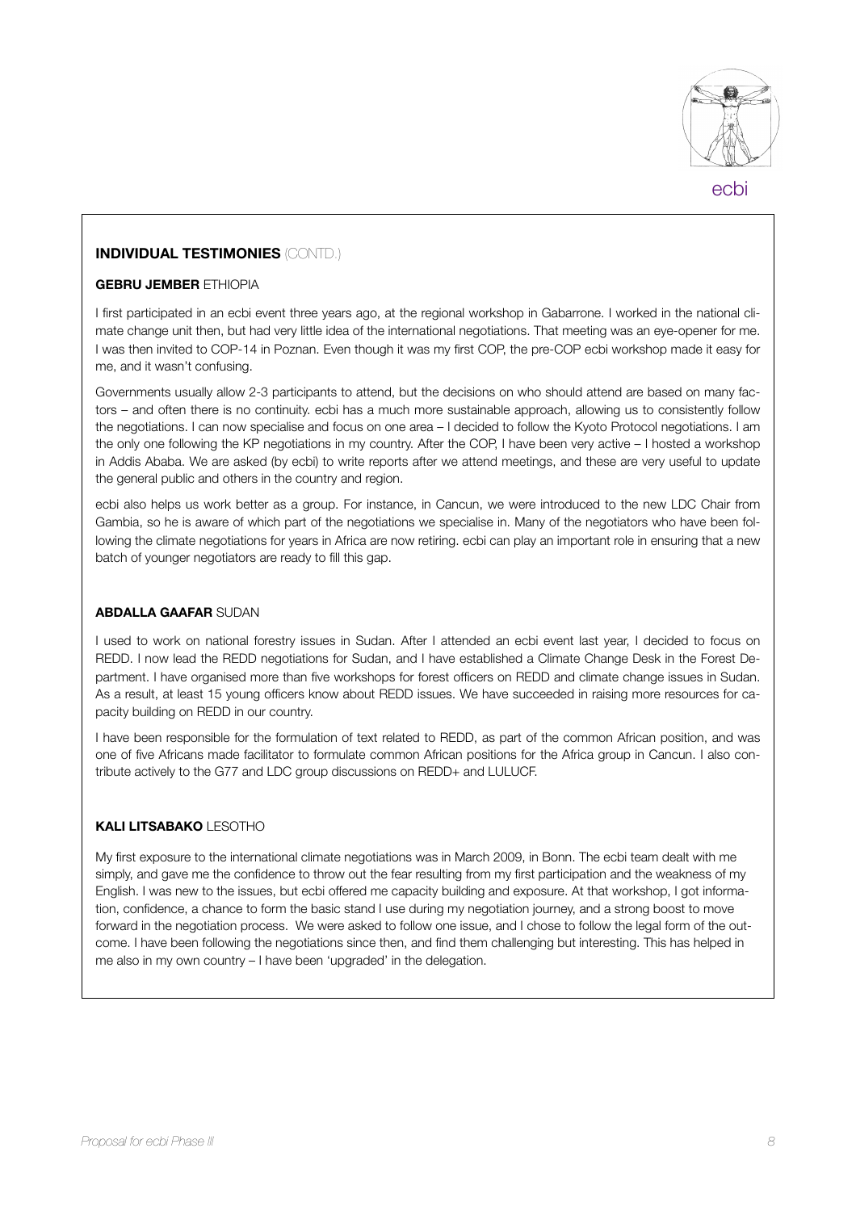## INDIVIDUAL TESTIMONIES (CONTD.)

### GEBRU JEMBER ETHIOPIA

I first participated in an ecbi event three years ago, at the regional workshop in Gabarrone. I worked in the national climate change unit then, but had very little idea of the international negotiations. That meeting was an eye-opener for me. I was then invited to COP-14 in Poznan. Even though it was my first COP, the pre-COP ecbi workshop made it easy for me, and it wasn't confusing.

Governments usually allow 2-3 participants to attend, but the decisions on who should attend are based on many factors – and often there is no continuity. ecbi has a much more sustainable approach, allowing us to consistently follow the negotiations. I can now specialise and focus on one area – I decided to follow the Kyoto Protocol negotiations. I am the only one following the KP negotiations in my country. After the COP, I have been very active – I hosted a workshop in Addis Ababa. We are asked (by ecbi) to write reports after we attend meetings, and these are very useful to update the general public and others in the country and region.

ecbi also helps us work better as a group. For instance, in Cancun, we were introduced to the new LDC Chair from Gambia, so he is aware of which part of the negotiations we specialise in. Many of the negotiators who have been following the climate negotiations for years in Africa are now retiring. ecbi can play an important role in ensuring that a new batch of younger negotiators are ready to fill this gap.

### ABDALLA GAAFAR SUDAN

I used to work on national forestry issues in Sudan. After I attended an ecbi event last year, I decided to focus on REDD. I now lead the REDD negotiations for Sudan, and I have established a Climate Change Desk in the Forest Department. I have organised more than five workshops for forest officers on REDD and climate change issues in Sudan. As a result, at least 15 young officers know about REDD issues. We have succeeded in raising more resources for capacity building on REDD in our country.

I have been responsible for the formulation of text related to REDD, as part of the common African position, and was one of five Africans made facilitator to formulate common African positions for the Africa group in Cancun. I also contribute actively to the G77 and LDC group discussions on REDD+ and LULUCF.

### KALI LITSABAKO LESOTHO

My first exposure to the international climate negotiations was in March 2009, in Bonn. The ecbi team dealt with me simply, and gave me the confidence to throw out the fear resulting from my first participation and the weakness of my English. I was new to the issues, but ecbi offered me capacity building and exposure. At that workshop, I got information, confidence, a chance to form the basic stand I use during my negotiation journey, and a strong boost to move forward in the negotiation process. We were asked to follow one issue, and I chose to follow the legal form of the outcome. I have been following the negotiations since then, and find them challenging but interesting. This has helped in me also in my own country – I have been 'upgraded' in the delegation.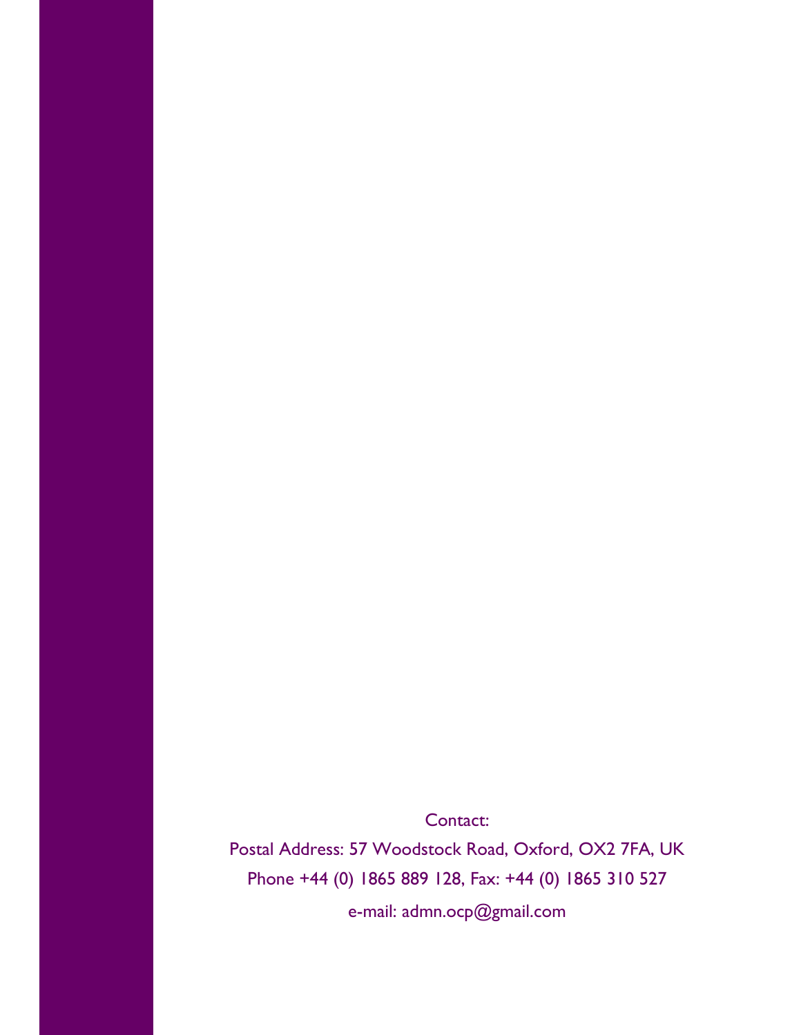Contact:

Postal Address: 57 Woodstock Road, Oxford, OX2 7FA, UK

Phone +44 (0) 1865 889 128, Fax: +44 (0) 1865 310 527

e-mail: admn.ocp@gmail.com